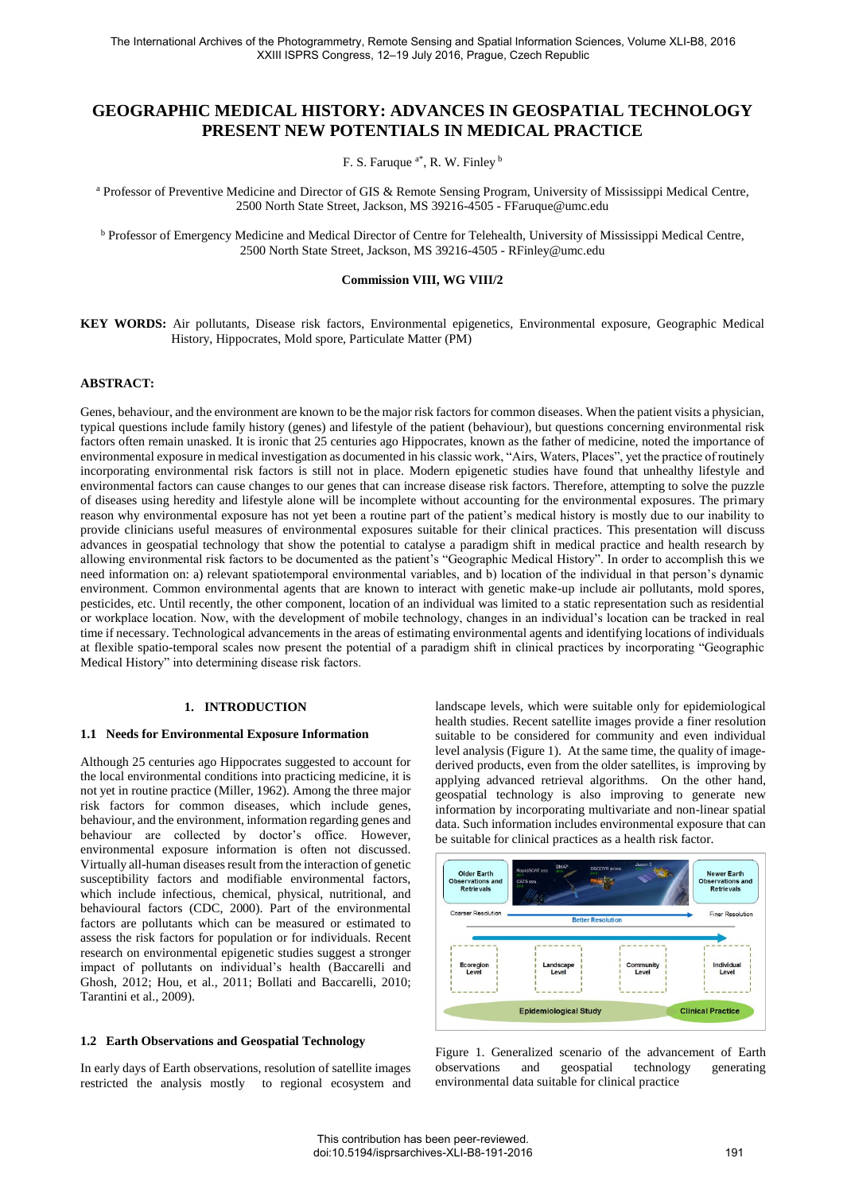# GEOGRAPHIC MEDICAL HISTORY: ADVANCES IN GEOSPATIAL TECHNOLOGY PRESENT NEW POTENTIALS IN MEDICAL PRACTICE

F. S. Faruque [a*], R. W. Finley [b]

[a] Professor of Preventive Medicine and Director of GIS & Remote Sensing Program, University of Mississippi Medical Centre, 2500 North State Street, Jackson, MS 39216-4505 - FFaruque@umc.edu

[b] Professor of Emergency Medicine and Medical Director of Centre for Telehealth, University of Mississippi Medical Centre, 2500 North State Street, Jackson, MS 39216-4505 - RFinley@umc.edu

**Commission VIII, WG VIII/2**

**KEY WORDS:** Air pollutants, Disease risk factors, Environmental epigenetics, Environmental exposure, Geographic Medical History, Hippocrates, Mold spore, Particulate Matter (PM)

## ABSTRACT:

Genes, behaviour, and the environment are known to be the major risk factors for common diseases. When the patient visits a physician, typical questions include family history (genes) and lifestyle of the patient (behaviour), but questions concerning environmental risk factors often remain unasked. It is ironic that 25 centuries ago Hippocrates, known as the father of medicine, noted the importance of environmental exposure in medical investigation as documented in his classic work, "Airs, Waters, Places", yet the practice of routinely incorporating environmental risk factors is still not in place. Modern epigenetic studies have found that unhealthy lifestyle and environmental factors can cause changes to our genes that can increase disease risk factors. Therefore, attempting to solve the puzzle of diseases using heredity and lifestyle alone will be incomplete without accounting for the environmental exposures. The primary reason why environmental exposure has not yet been a routine part of the patient's medical history is mostly due to our inability to provide clinicians useful measures of environmental exposures suitable for their clinical practices. This presentation will discuss advances in geospatial technology that show the potential to catalyse a paradigm shift in medical practice and health research by allowing environmental risk factors to be documented as the patient's "Geographic Medical History". In order to accomplish this we need information on: a) relevant spatiotemporal environmental variables, and b) location of the individual in that person's dynamic environment. Common environmental agents that are known to interact with genetic make-up include air pollutants, mold spores, pesticides, etc. Until recently, the other component, location of an individual was limited to a static representation such as residential or workplace location. Now, with the development of mobile technology, changes in an individual's location can be tracked in real time if necessary. Technological advancements in the areas of estimating environmental agents and identifying locations of individuals at flexible spatio-temporal scales now present the potential of a paradigm shift in clinical practices by incorporating "Geographic Medical History" into determining disease risk factors.

## 1. INTRODUCTION

### 1.1 Needs for Environmental Exposure Information

Although 25 centuries ago Hippocrates suggested to account for the local environmental conditions into practicing medicine, it is not yet in routine practice (Miller, 1962). Among the three major risk factors for common diseases, which include genes, behaviour, and the environment, information regarding genes and behaviour are collected by doctor's office. However, environmental exposure information is often not discussed. Virtually all-human diseases result from the interaction of genetic susceptibility factors and modifiable environmental factors, which include infectious, chemical, physical, nutritional, and behavioural factors (CDC, 2000). Part of the environmental factors are pollutants which can be measured or estimated to assess the risk factors for population or for individuals. Recent research on environmental epigenetic studies suggest a stronger impact of pollutants on individual's health (Baccarelli and Ghosh, 2012; Hou, et al., 2011; Bollati and Baccarelli, 2010; Tarantini et al., 2009).

### 1.2 Earth Observations and Geospatial Technology

In early days of Earth observations, resolution of satellite images restricted the analysis mostly to regional ecosystem and landscape levels, which were suitable only for epidemiological health studies. Recent satellite images provide a finer resolution suitable to be considered for community and even individual level analysis (Figure 1). At the same time, the quality of image-derived products, even from the older satellites, is improving by applying advanced retrieval algorithms. On the other hand, geospatial technology is also improving to generate new information by incorporating multivariate and non-linear spatial data. Such information includes environmental exposure that can be suitable for clinical practices as a health risk factor.

Figure 1. Generalized scenario of the advancement of Earth observations and geospatial technology generating environmental data suitable for clinical practice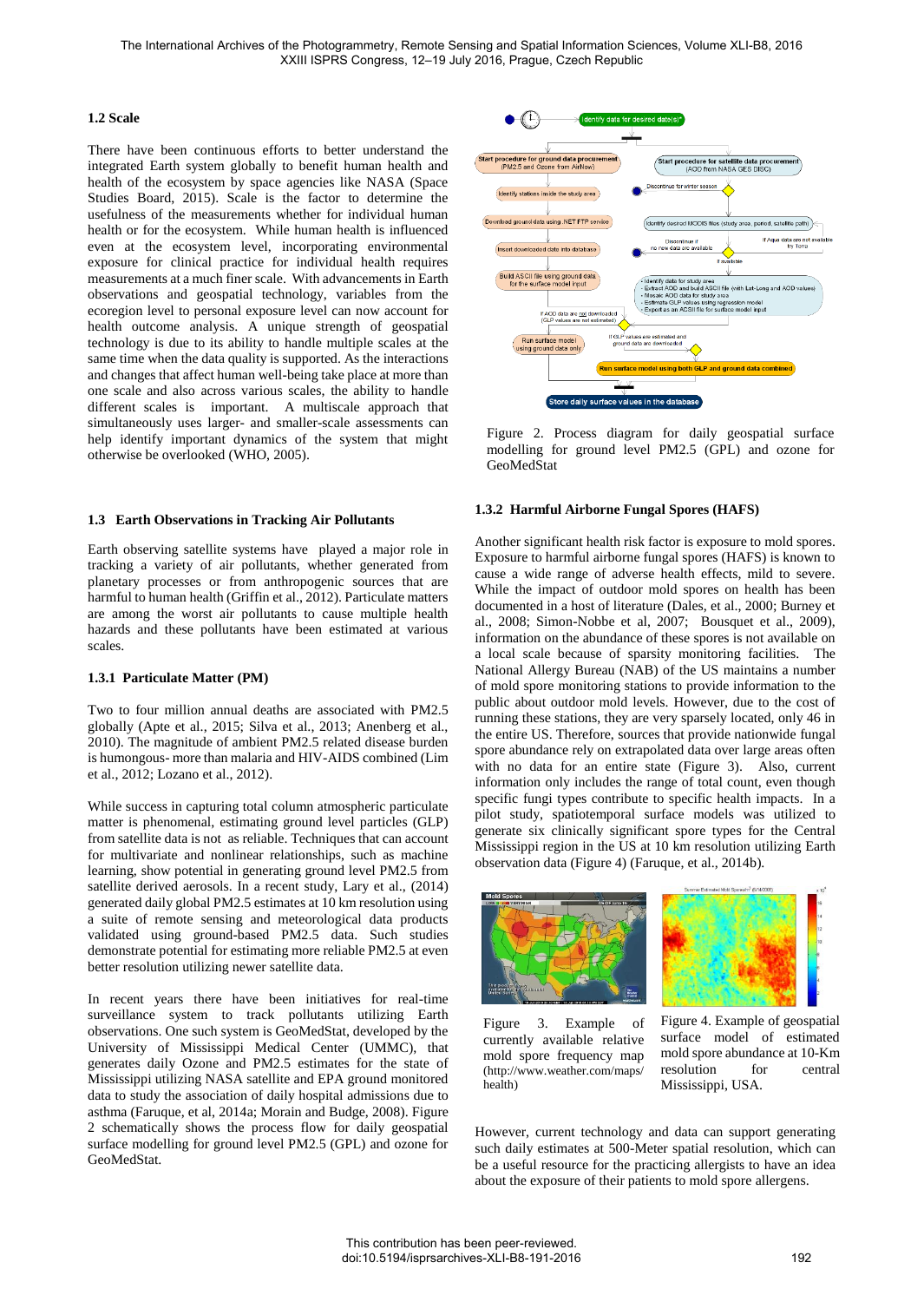### 1.2 Scale

There have been continuous efforts to better understand the integrated Earth system globally to benefit human health and health of the ecosystem by space agencies like NASA (Space Studies Board, 2015). Scale is the factor to determine the usefulness of the measurements whether for individual human health or for the ecosystem. While human health is influenced even at the ecosystem level, incorporating environmental exposure for clinical practice for individual health requires measurements at a much finer scale. With advancements in Earth observations and geospatial technology, variables from the ecoregion level to personal exposure level can now account for health outcome analysis. A unique strength of geospatial technology is due to its ability to handle multiple scales at the same time when the data quality is supported. As the interactions and changes that affect human well-being take place at more than one scale and also across various scales, the ability to handle different scales is important. A multiscale approach that simultaneously uses larger- and smaller-scale assessments can help identify important dynamics of the system that might otherwise be overlooked (WHO, 2005).

### 1.3 Earth Observations in Tracking Air Pollutants

Earth observing satellite systems have played a major role in tracking a variety of air pollutants, whether generated from planetary processes or from anthropogenic sources that are harmful to human health (Griffin et al., 2012). Particulate matters are among the worst air pollutants to cause multiple health hazards and these pollutants have been estimated at various scales.

#### 1.3.1 Particulate Matter (PM)

Two to four million annual deaths are associated with PM2.5 globally (Apte et al., 2015; Silva et al., 2013; Anenberg et al., 2010). The magnitude of ambient PM2.5 related disease burden is humongous- more than malaria and HIV-AIDS combined (Lim et al., 2012; Lozano et al., 2012).

While success in capturing total column atmospheric particulate matter is phenomenal, estimating ground level particles (GLP) from satellite data is not as reliable. Techniques that can account for multivariate and nonlinear relationships, such as machine learning, show potential in generating ground level PM2.5 from satellite derived aerosols. In a recent study, Lary et al., (2014) generated daily global PM2.5 estimates at 10 km resolution using a suite of remote sensing and meteorological data products validated using ground-based PM2.5 data. Such studies demonstrate potential for estimating more reliable PM2.5 at even better resolution utilizing newer satellite data.

In recent years there have been initiatives for real-time surveillance system to track pollutants utilizing Earth observations. One such system is GeoMedStat, developed by the University of Mississippi Medical Center (UMMC), that generates daily Ozone and PM2.5 estimates for the state of Mississippi utilizing NASA satellite and EPA ground monitored data to study the association of daily hospital admissions due to asthma (Faruque, et al, 2014a; Morain and Budge, 2008). Figure 2 schematically shows the process flow for daily geospatial surface modelling for ground level PM2.5 (GPL) and ozone for GeoMedStat.

Figure 2. Process diagram for daily geospatial surface modelling for ground level PM2.5 (GPL) and ozone for GeoMedStat

#### 1.3.2 Harmful Airborne Fungal Spores (HAFS)

Another significant health risk factor is exposure to mold spores. Exposure to harmful airborne fungal spores (HAFS) is known to cause a wide range of adverse health effects, mild to severe. While the impact of outdoor mold spores on health has been documented in a host of literature (Dales, et al., 2000; Burney et al., 2008; Simon-Nobbe et al, 2007; Bousquet et al., 2009), information on the abundance of these spores is not available on a local scale because of sparsity monitoring facilities. The National Allergy Bureau (NAB) of the US maintains a number of mold spore monitoring stations to provide information to the public about outdoor mold levels. However, due to the cost of running these stations, they are very sparsely located, only 46 in the entire US. Therefore, sources that provide nationwide fungal spore abundance rely on extrapolated data over large areas often with no data for an entire state (Figure 3). Also, current information only includes the range of total count, even though specific fungi types contribute to specific health impacts. In a pilot study, spatiotemporal surface models was utilized to generate six clinically significant spore types for the Central Mississippi region in the US at 10 km resolution utilizing Earth observation data (Figure 4) (Faruque, et al., 2014b).

Figure 3. Example of currently available relative mold spore frequency map (http://www.weather.com/maps/health)

Figure 4. Example of geospatial surface model of estimated mold spore abundance at 10-Km resolution for central Mississippi, USA.

However, current technology and data can support generating such daily estimates at 500-Meter spatial resolution, which can be a useful resource for the practicing allergists to have an idea about the exposure of their patients to mold spore allergens.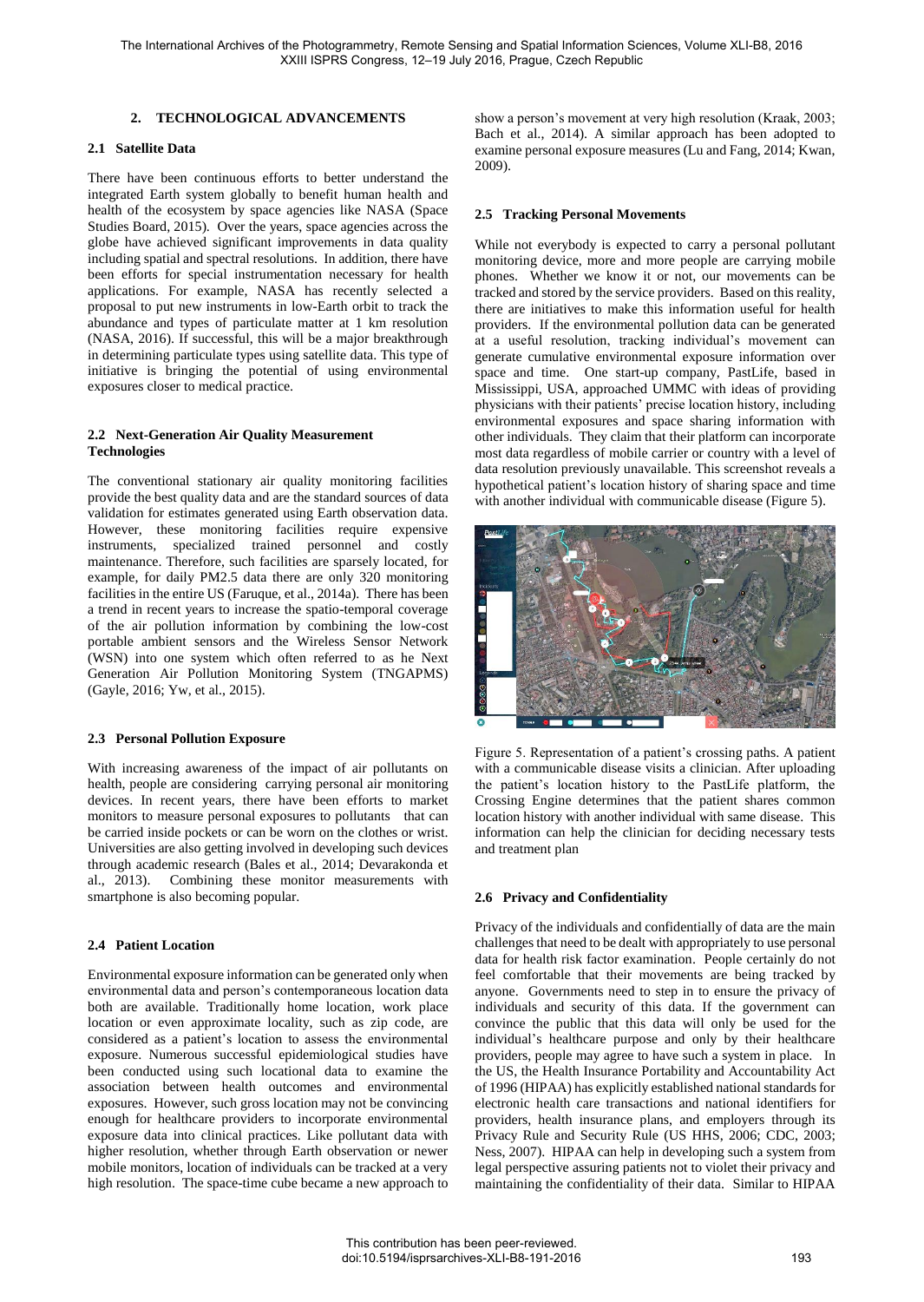## 2. TECHNOLOGICAL ADVANCEMENTS

### 2.1 Satellite Data

There have been continuous efforts to better understand the integrated Earth system globally to benefit human health and health of the ecosystem by space agencies like NASA (Space Studies Board, 2015). Over the years, space agencies across the globe have achieved significant improvements in data quality including spatial and spectral resolutions. In addition, there have been efforts for special instrumentation necessary for health applications. For example, NASA has recently selected a proposal to put new instruments in low-Earth orbit to track the abundance and types of particulate matter at 1 km resolution (NASA, 2016). If successful, this will be a major breakthrough in determining particulate types using satellite data. This type of initiative is bringing the potential of using environmental exposures closer to medical practice.

### 2.2 Next-Generation Air Quality Measurement Technologies

The conventional stationary air quality monitoring facilities provide the best quality data and are the standard sources of data validation for estimates generated using Earth observation data. However, these monitoring facilities require expensive instruments, specialized trained personnel and costly maintenance. Therefore, such facilities are sparsely located, for example, for daily PM2.5 data there are only 320 monitoring facilities in the entire US (Faruque, et al., 2014a). There has been a trend in recent years to increase the spatio-temporal coverage of the air pollution information by combining the low-cost portable ambient sensors and the Wireless Sensor Network (WSN) into one system which often referred to as he Next Generation Air Pollution Monitoring System (TNGAPMS) (Gayle, 2016; Yw, et al., 2015).

### 2.3 Personal Pollution Exposure

With increasing awareness of the impact of air pollutants on health, people are considering carrying personal air monitoring devices. In recent years, there have been efforts to market monitors to measure personal exposures to pollutants that can be carried inside pockets or can be worn on the clothes or wrist. Universities are also getting involved in developing such devices through academic research (Bales et al., 2014; Devarakonda et al., 2013). Combining these monitor measurements with smartphone is also becoming popular.

### 2.4 Patient Location

Environmental exposure information can be generated only when environmental data and person's contemporaneous location data both are available. Traditionally home location, work place location or even approximate locality, such as zip code, are considered as a patient's location to assess the environmental exposure. Numerous successful epidemiological studies have been conducted using such locational data to examine the association between health outcomes and environmental exposures. However, such gross location may not be convincing enough for healthcare providers to incorporate environmental exposure data into clinical practices. Like pollutant data with higher resolution, whether through Earth observation or newer mobile monitors, location of individuals can be tracked at a very high resolution. The space-time cube became a new approach to show a person's movement at very high resolution (Kraak, 2003; Bach et al., 2014). A similar approach has been adopted to examine personal exposure measures (Lu and Fang, 2014; Kwan, 2009).

### 2.5 Tracking Personal Movements

While not everybody is expected to carry a personal pollutant monitoring device, more and more people are carrying mobile phones. Whether we know it or not, our movements can be tracked and stored by the service providers. Based on this reality, there are initiatives to make this information useful for health providers. If the environmental pollution data can be generated at a useful resolution, tracking individual's movement can generate cumulative environmental exposure information over space and time. One start-up company, PastLife, based in Mississippi, USA, approached UMMC with ideas of providing physicians with their patients' precise location history, including environmental exposures and space sharing information with other individuals. They claim that their platform can incorporate most data regardless of mobile carrier or country with a level of data resolution previously unavailable. This screenshot reveals a hypothetical patient's location history of sharing space and time with another individual with communicable disease (Figure 5).

Figure 5. Representation of a patient's crossing paths. A patient with a communicable disease visits a clinician. After uploading the patient's location history to the PastLife platform, the Crossing Engine determines that the patient shares common location history with another individual with same disease. This information can help the clinician for deciding necessary tests and treatment plan

### 2.6 Privacy and Confidentiality

Privacy of the individuals and confidentially of data are the main challenges that need to be dealt with appropriately to use personal data for health risk factor examination. People certainly do not feel comfortable that their movements are being tracked by anyone. Governments need to step in to ensure the privacy of individuals and security of this data. If the government can convince the public that this data will only be used for the individual's healthcare purpose and only by their healthcare providers, people may agree to have such a system in place. In the US, the Health Insurance Portability and Accountability Act of 1996 (HIPAA) has explicitly established national standards for electronic health care transactions and national identifiers for providers, health insurance plans, and employers through its Privacy Rule and Security Rule (US HHS, 2006; CDC, 2003; Ness, 2007). HIPAA can help in developing such a system from legal perspective assuring patients not to violet their privacy and maintaining the confidentiality of their data. Similar to HIPAA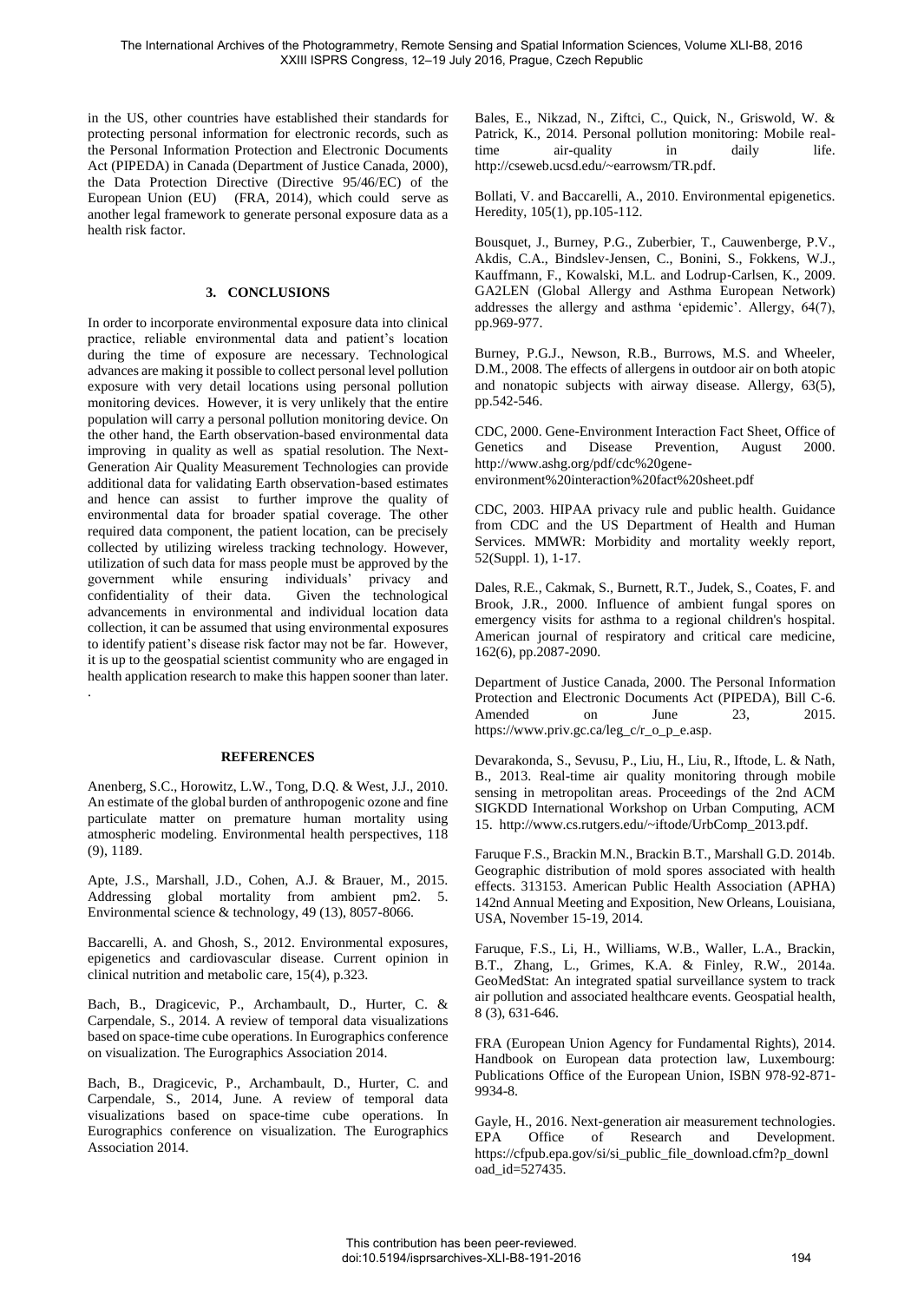in the US, other countries have established their standards for protecting personal information for electronic records, such as the Personal Information Protection and Electronic Documents Act (PIPEDA) in Canada (Department of Justice Canada, 2000), the Data Protection Directive (Directive 95/46/EC) of the European Union (EU) (FRA, 2014), which could serve as another legal framework to generate personal exposure data as a health risk factor.

## 3. CONCLUSIONS

In order to incorporate environmental exposure data into clinical practice, reliable environmental data and patient's location during the time of exposure are necessary. Technological advances are making it possible to collect personal level pollution exposure with very detail locations using personal pollution monitoring devices. However, it is very unlikely that the entire population will carry a personal pollution monitoring device. On the other hand, the Earth observation-based environmental data improving in quality as well as spatial resolution. The Next-Generation Air Quality Measurement Technologies can provide additional data for validating Earth observation-based estimates and hence can assist to further improve the quality of environmental data for broader spatial coverage. The other required data component, the patient location, can be precisely collected by utilizing wireless tracking technology. However, utilization of such data for mass people must be approved by the government while ensuring individuals' privacy and confidentiality of their data. Given the technological advancements in environmental and individual location data collection, it can be assumed that using environmental exposures to identify patient's disease risk factor may not be far. However, it is up to the geospatial scientist community who are engaged in health application research to make this happen sooner than later.

.

## REFERENCES

Anenberg, S.C., Horowitz, L.W., Tong, D.Q. & West, J.J., 2010. An estimate of the global burden of anthropogenic ozone and fine particulate matter on premature human mortality using atmospheric modeling. Environmental health perspectives, 118 (9), 1189.

Apte, J.S., Marshall, J.D., Cohen, A.J. & Brauer, M., 2015. Addressing global mortality from ambient pm2. 5. Environmental science & technology, 49 (13), 8057-8066.

Baccarelli, A. and Ghosh, S., 2012. Environmental exposures, epigenetics and cardiovascular disease. Current opinion in clinical nutrition and metabolic care, 15(4), p.323.

Bach, B., Dragicevic, P., Archambault, D., Hurter, C. & Carpendale, S., 2014. A review of temporal data visualizations based on space-time cube operations. In Eurographics conference on visualization. The Eurographics Association 2014.

Bach, B., Dragicevic, P., Archambault, D., Hurter, C. and Carpendale, S., 2014, June. A review of temporal data visualizations based on space-time cube operations. In Eurographics conference on visualization. The Eurographics Association 2014.

Bales, E., Nikzad, N., Ziftci, C., Quick, N., Griswold, W. & Patrick, K., 2014. Personal pollution monitoring: Mobile real-time air-quality in daily life. http://cseweb.ucsd.edu/~earrowsm/TR.pdf.

Bollati, V. and Baccarelli, A., 2010. Environmental epigenetics. Heredity, 105(1), pp.105-112.

Bousquet, J., Burney, P.G., Zuberbier, T., Cauwenberge, P.V., Akdis, C.A., Bindslev‐Jensen, C., Bonini, S., Fokkens, W.J., Kauffmann, F., Kowalski, M.L. and Lodrup‐Carlsen, K., 2009. GA2LEN (Global Allergy and Asthma European Network) addresses the allergy and asthma 'epidemic'. Allergy, 64(7), pp.969-977.

Burney, P.G.J., Newson, R.B., Burrows, M.S. and Wheeler, D.M., 2008. The effects of allergens in outdoor air on both atopic and nonatopic subjects with airway disease. Allergy, 63(5), pp.542-546.

CDC, 2000. Gene-Environment Interaction Fact Sheet, Office of Genetics and Disease Prevention, August 2000. http://www.ashg.org/pdf/cdc%20gene-environment%20interaction%20fact%20sheet.pdf

CDC, 2003. HIPAA privacy rule and public health. Guidance from CDC and the US Department of Health and Human Services. MMWR: Morbidity and mortality weekly report, 52(Suppl. 1), 1-17.

Dales, R.E., Cakmak, S., Burnett, R.T., Judek, S., Coates, F. and Brook, J.R., 2000. Influence of ambient fungal spores on emergency visits for asthma to a regional children's hospital. American journal of respiratory and critical care medicine, 162(6), pp.2087-2090.

Department of Justice Canada, 2000. The Personal Information Protection and Electronic Documents Act (PIPEDA), Bill C-6. Amended on June 23, 2015. https://www.priv.gc.ca/leg_c/r_o_p_e.asp.

Devarakonda, S., Sevusu, P., Liu, H., Liu, R., Iftode, L. & Nath, B., 2013. Real-time air quality monitoring through mobile sensing in metropolitan areas. Proceedings of the 2nd ACM SIGKDD International Workshop on Urban Computing, ACM 15. http://www.cs.rutgers.edu/~iftode/UrbComp_2013.pdf.

Faruque F.S., Brackin M.N., Brackin B.T., Marshall G.D. 2014b. Geographic distribution of mold spores associated with health effects. 313153. American Public Health Association (APHA) 142nd Annual Meeting and Exposition, New Orleans, Louisiana, USA, November 15-19, 2014.

Faruque, F.S., Li, H., Williams, W.B., Waller, L.A., Brackin, B.T., Zhang, L., Grimes, K.A. & Finley, R.W., 2014a. GeoMedStat: An integrated spatial surveillance system to track air pollution and associated healthcare events. Geospatial health, 8 (3), 631-646.

FRA (European Union Agency for Fundamental Rights), 2014. Handbook on European data protection law, Luxembourg: Publications Office of the European Union, ISBN 978-92-871-9934-8.

Gayle, H., 2016. Next-generation air measurement technologies. EPA Office of Research and Development. https://cfpub.epa.gov/si/si_public_file_download.cfm?p_download_id=527435.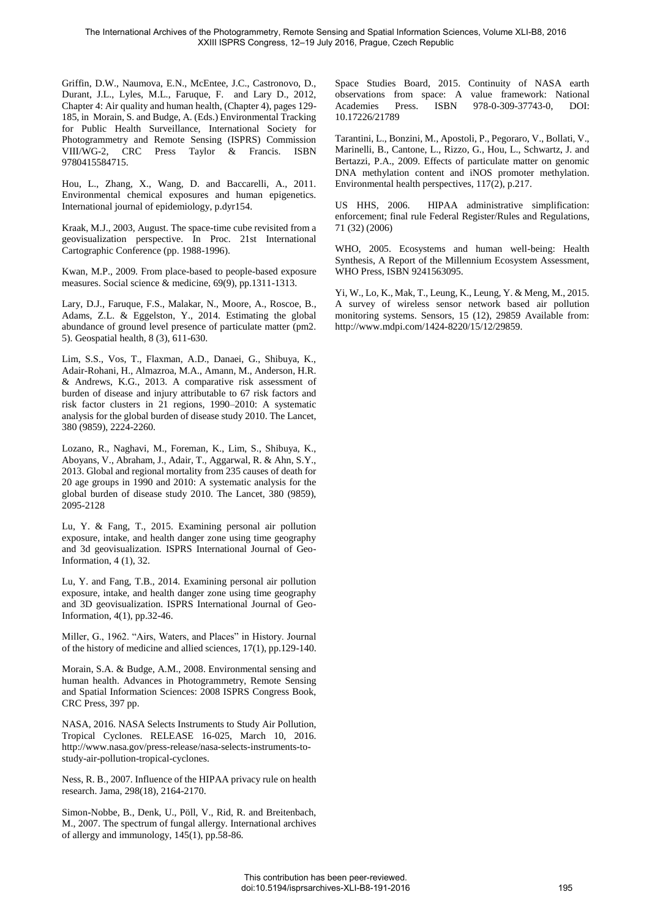Griffin, D.W., Naumova, E.N., McEntee, J.C., Castronovo, D., Durant, J.L., Lyles, M.L., Faruque, F. and Lary D., 2012, Chapter 4: Air quality and human health, (Chapter 4), pages 129-185, in Morain, S. and Budge, A. (Eds.) Environmental Tracking for Public Health Surveillance, International Society for Photogrammetry and Remote Sensing (ISPRS) Commission VIII/WG-2, CRC Press Taylor & Francis. ISBN 9780415584715.

Hou, L., Zhang, X., Wang, D. and Baccarelli, A., 2011. Environmental chemical exposures and human epigenetics. International journal of epidemiology, p.dyr154.

Kraak, M.J., 2003, August. The space-time cube revisited from a geovisualization perspective. In Proc. 21st International Cartographic Conference (pp. 1988-1996).

Kwan, M.P., 2009. From place-based to people-based exposure measures. Social science & medicine, 69(9), pp.1311-1313.

Lary, D.J., Faruque, F.S., Malakar, N., Moore, A., Roscoe, B., Adams, Z.L. & Eggelston, Y., 2014. Estimating the global abundance of ground level presence of particulate matter (pm2. 5). Geospatial health, 8 (3), 611-630.

Lim, S.S., Vos, T., Flaxman, A.D., Danaei, G., Shibuya, K., Adair-Rohani, H., Almazroa, M.A., Amann, M., Anderson, H.R. & Andrews, K.G., 2013. A comparative risk assessment of burden of disease and injury attributable to 67 risk factors and risk factor clusters in 21 regions, 1990–2010: A systematic analysis for the global burden of disease study 2010. The Lancet, 380 (9859), 2224-2260.

Lozano, R., Naghavi, M., Foreman, K., Lim, S., Shibuya, K., Aboyans, V., Abraham, J., Adair, T., Aggarwal, R. & Ahn, S.Y., 2013. Global and regional mortality from 235 causes of death for 20 age groups in 1990 and 2010: A systematic analysis for the global burden of disease study 2010. The Lancet, 380 (9859), 2095-2128

Lu, Y. & Fang, T., 2015. Examining personal air pollution exposure, intake, and health danger zone using time geography and 3d geovisualization. ISPRS International Journal of Geo-Information, 4 (1), 32.

Lu, Y. and Fang, T.B., 2014. Examining personal air pollution exposure, intake, and health danger zone using time geography and 3D geovisualization. ISPRS International Journal of Geo-Information, 4(1), pp.32-46.

Miller, G., 1962. "Airs, Waters, and Places" in History. Journal of the history of medicine and allied sciences, 17(1), pp.129-140.

Morain, S.A. & Budge, A.M., 2008. Environmental sensing and human health. Advances in Photogrammetry, Remote Sensing and Spatial Information Sciences: 2008 ISPRS Congress Book, CRC Press, 397 pp.

NASA, 2016. NASA Selects Instruments to Study Air Pollution, Tropical Cyclones. RELEASE 16-025, March 10, 2016. http://www.nasa.gov/press-release/nasa-selects-instruments-to-study-air-pollution-tropical-cyclones.

Ness, R. B., 2007. Influence of the HIPAA privacy rule on health research. Jama, 298(18), 2164-2170.

Simon-Nobbe, B., Denk, U., Pöll, V., Rid, R. and Breitenbach, M., 2007. The spectrum of fungal allergy. International archives of allergy and immunology, 145(1), pp.58-86.

Space Studies Board, 2015. Continuity of NASA earth observations from space: A value framework: National Academies Press. ISBN 978-0-309-37743-0, DOI: 10.17226/21789

Tarantini, L., Bonzini, M., Apostoli, P., Pegoraro, V., Bollati, V., Marinelli, B., Cantone, L., Rizzo, G., Hou, L., Schwartz, J. and Bertazzi, P.A., 2009. Effects of particulate matter on genomic DNA methylation content and iNOS promoter methylation. Environmental health perspectives, 117(2), p.217.

US HHS, 2006. HIPAA administrative simplification: enforcement; final rule Federal Register/Rules and Regulations, 71 (32) (2006)

WHO, 2005. Ecosystems and human well-being: Health Synthesis, A Report of the Millennium Ecosystem Assessment, WHO Press, ISBN 9241563095.

Yi, W., Lo, K., Mak, T., Leung, K., Leung, Y. & Meng, M., 2015. A survey of wireless sensor network based air pollution monitoring systems. Sensors, 15 (12), 29859 Available from: http://www.mdpi.com/1424-8220/15/12/29859.